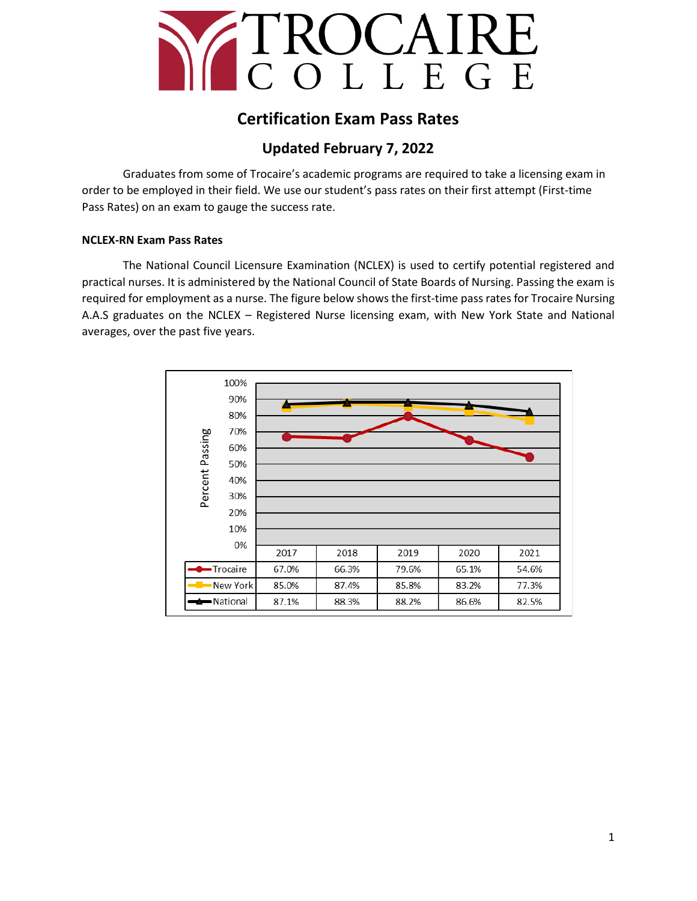# Certification Exam Pass Rates

## Updated February 7, 2022

Graduates from some of Trocaire's academic programs are required to take a licensing exam in order to be employed in their field. We use our student's pass rates on their first attempt (First-time Pass Rates) on an exam to gauge the success rate.

**NCLEX-RN Exam Pass Rates**

The National Council Licensure Examination (NCLEX) is used to certify potential registered and practical nurses. It is administered by the National Council of State Boards of Nursing. Passing the exam is required for employment as a nurse. The figure below shows the first-time pass rates for Trocaire Nursing A.A.S graduates on the NCLEX – Registered Nurse licensing exam, with New York State and National averages, over the past five years.

| | 2017 | 2018 | 2019 | 2020 | 2021 |
|---|---|---|---|---|---|
| Trocaire | 67.0% | 66.3% | 79.6% | 65.1% | 54.6% |
| New York | 85.0% | 87.4% | 85.8% | 83.2% | 77.3% |
| National | 87.1% | 88.3% | 88.2% | 86.6% | 82.5% |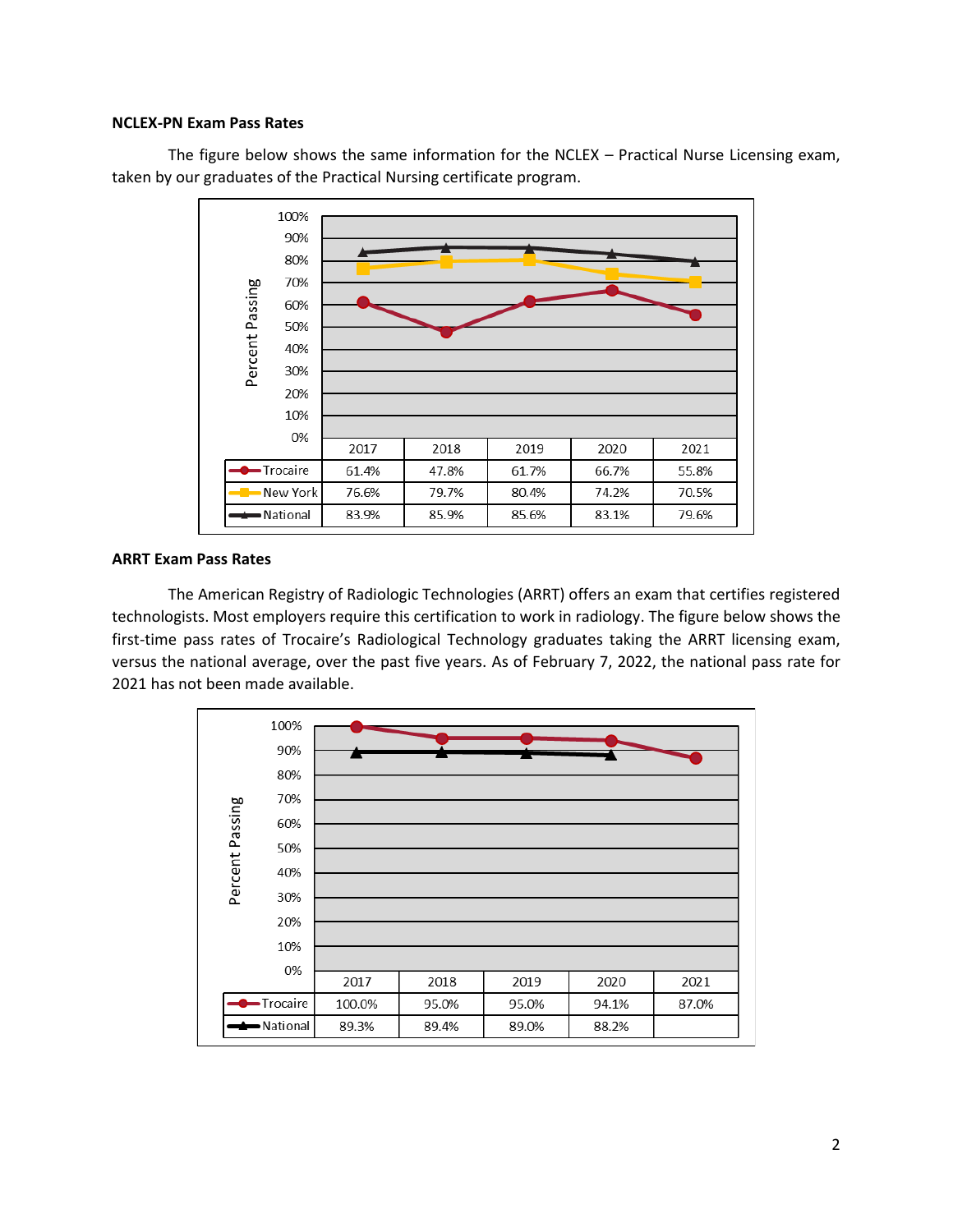**NCLEX-PN Exam Pass Rates**

The figure below shows the same information for the NCLEX – Practical Nurse Licensing exam, taken by our graduates of the Practical Nursing certificate program.

| | 2017 | 2018 | 2019 | 2020 | 2021 |
|---|---|---|---|---|---|
| Trocaire | 61.4% | 47.8% | 61.7% | 66.7% | 55.8% |
| New York | 76.6% | 79.7% | 80.4% | 74.2% | 70.5% |
| National | 83.9% | 85.9% | 85.6% | 83.1% | 79.6% |

**ARRT Exam Pass Rates**

The American Registry of Radiologic Technologies (ARRT) offers an exam that certifies registered technologists. Most employers require this certification to work in radiology. The figure below shows the first-time pass rates of Trocaire's Radiological Technology graduates taking the ARRT licensing exam, versus the national average, over the past five years. As of February 7, 2022, the national pass rate for 2021 has not been made available.

| | 2017 | 2018 | 2019 | 2020 | 2021 |
|---|---|---|---|---|---|
| Trocaire | 100.0% | 95.0% | 95.0% | 94.1% | 87.0% |
| National | 89.3% | 89.4% | 89.0% | 88.2% | |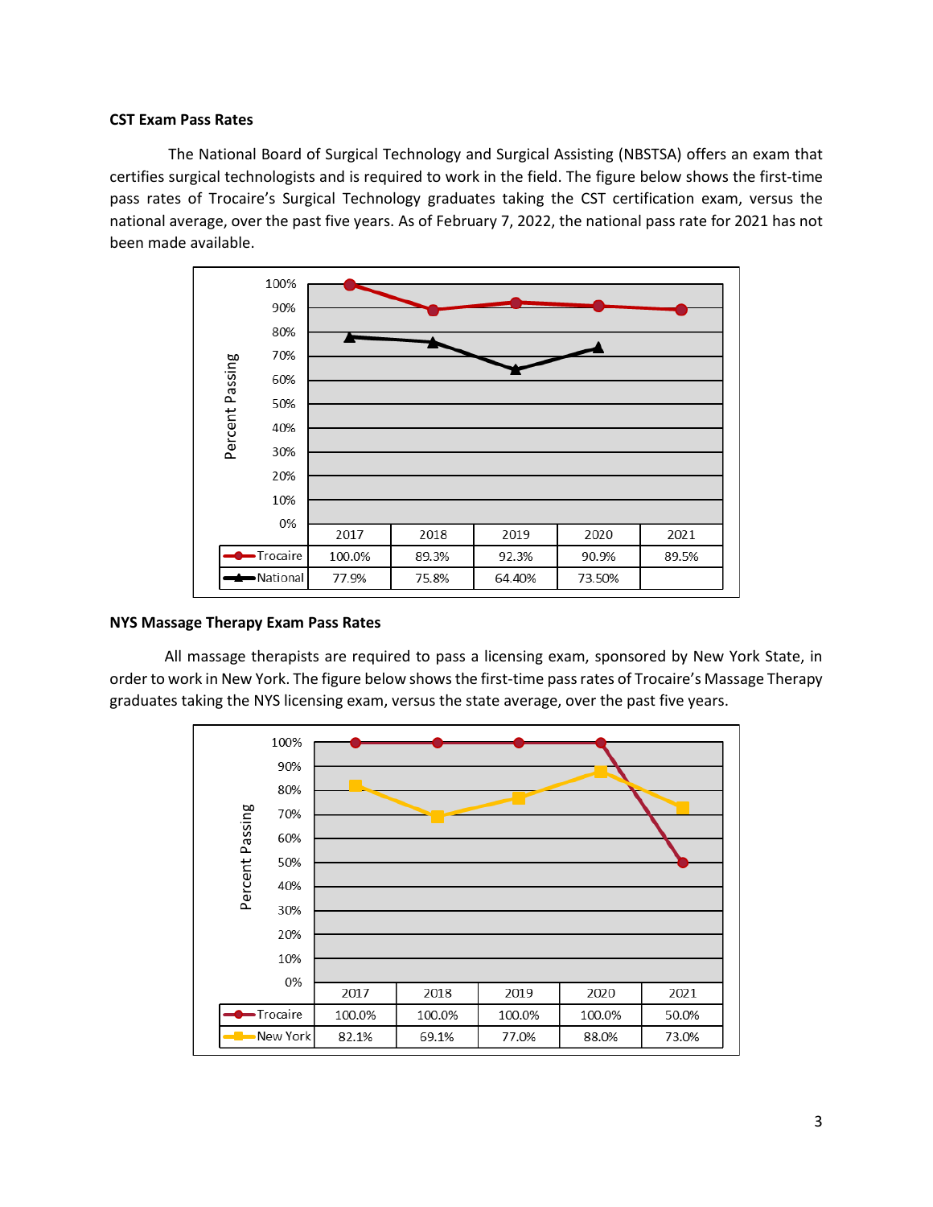**CST Exam Pass Rates**

The National Board of Surgical Technology and Surgical Assisting (NBSTSA) offers an exam that certifies surgical technologists and is required to work in the field. The figure below shows the first-time pass rates of Trocaire's Surgical Technology graduates taking the CST certification exam, versus the national average, over the past five years. As of February 7, 2022, the national pass rate for 2021 has not been made available.

Percent Passing

100%
90%
80%
70%
60%
50%
40%
30%
20%
10%
0%

2017 2018 2019 2020 2021

Trocaire 100.0% 89.3% 92.3% 90.9% 89.5%

National 77.9% 75.8% 64.40% 73.50%

**NYS Massage Therapy Exam Pass Rates**

All massage therapists are required to pass a licensing exam, sponsored by New York State, in order to work in New York. The figure below shows the first-time pass rates of Trocaire's Massage Therapy graduates taking the NYS licensing exam, versus the state average, over the past five years.

Percent Passing

100%
90%
80%
70%
60%
50%
40%
30%
20%
10%
0%

2017 2018 2019 2020 2021

Trocaire 100.0% 100.0% 100.0% 100.0% 50.0%

New York 82.1% 69.1% 77.0% 88.0% 73.0%